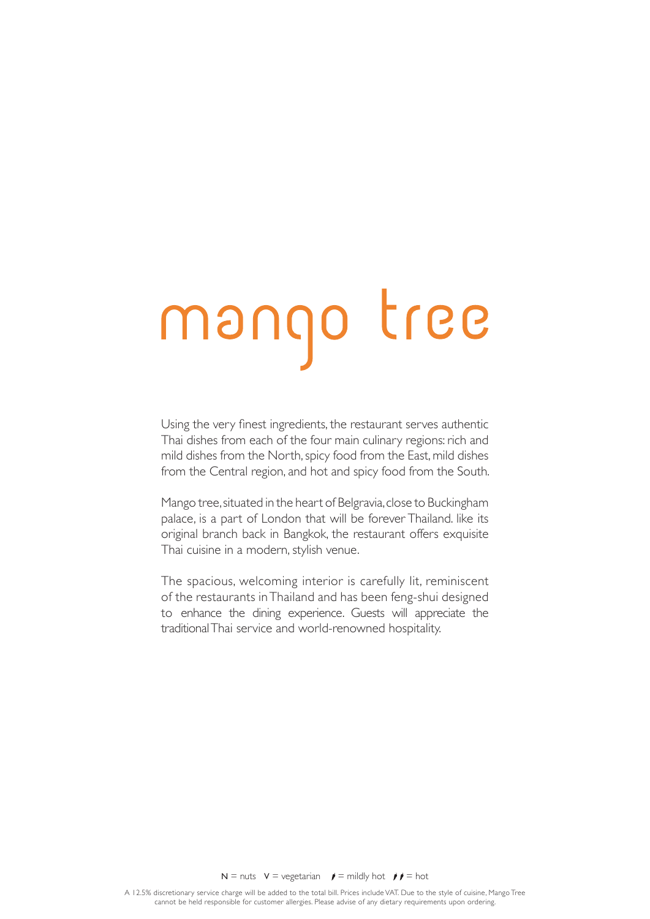# mango tree

Using the very finest ingredients, the restaurant serves authentic Thai dishes from each of the four main culinary regions: rich and mild dishes from the North, spicy food from the East, mild dishes from the Central region, and hot and spicy food from the South.

Mango tree, situated in the heart of Belgravia, close to Buckingham palace, is a part of London that will be forever Thailand. like its original branch back in Bangkok, the restaurant offers exquisite Thai cuisine in a modern, stylish venue.

The spacious, welcoming interior is carefully lit, reminiscent of the restaurants in Thailand and has been feng-shui designed to enhance the dining experience. Guests will appreciate the traditional Thai service and world-renowned hospitality.

N = nuts V = vegetarian 🌶 = mildly hot 🌶🌶 = hot

A 12.5% discretionary service charge will be added to the total bill. Prices include VAT. Due to the style of cuisine, Mango Tree cannot be held responsible for customer allergies. Please advise of any dietary requirements upon ordering.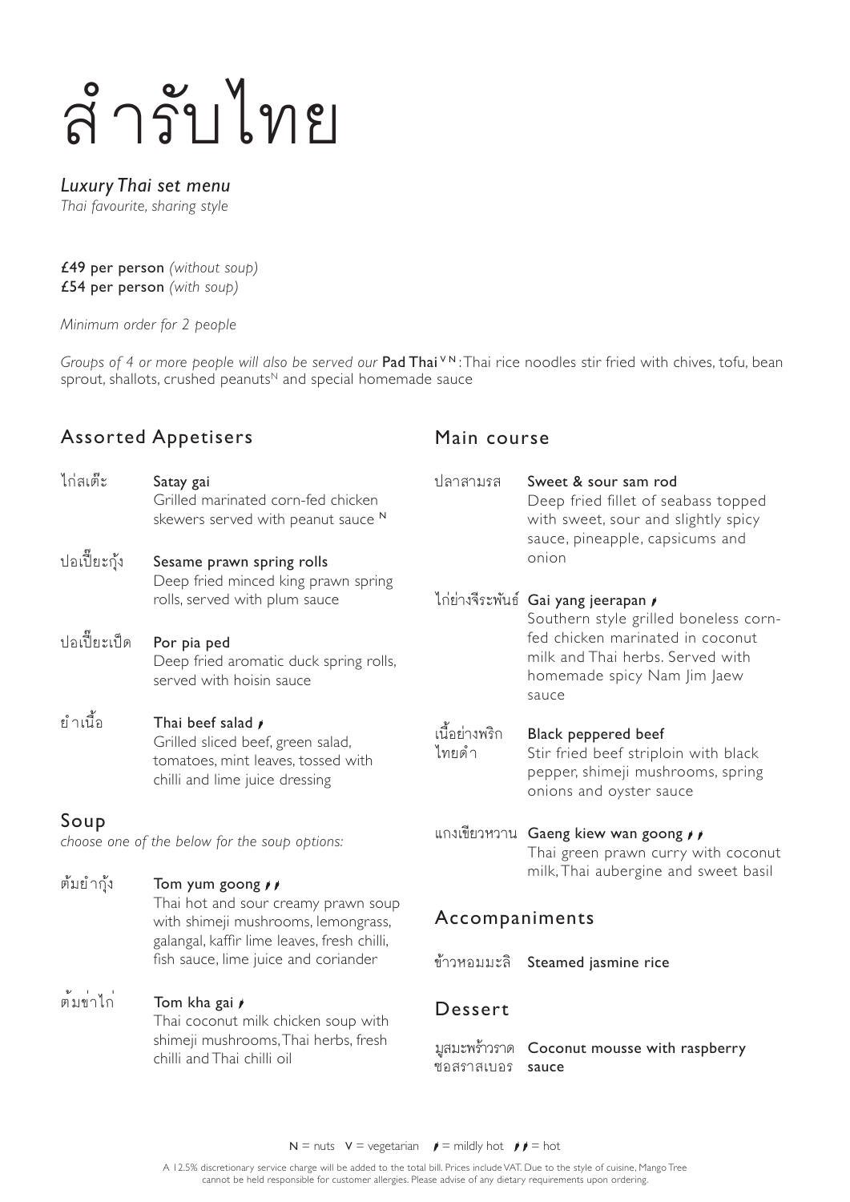# สำรับไทย

*Luxury Thai set menu*
*Thai favourite, sharing style*

**£49 per person** *(without soup)*
**£54 per person** *(with soup)*

*Minimum order for 2 people*

*Groups of 4 or more people will also be served our* **Pad Thai** V N: Thai rice noodles stir fried with chives, tofu, bean sprout, shallots, crushed peanuts N and special homemade sauce

## Assorted Appetisers

ไก่สเต๊ะ **Satay gai**
Grilled marinated corn-fed chicken skewers served with peanut sauce N

ปอเปี๊ยะกุ้ง **Sesame prawn spring rolls**
Deep fried minced king prawn spring rolls, served with plum sauce

ปอเปี๊ยะเป็ด **Por pia ped**
Deep fried aromatic duck spring rolls, served with hoisin sauce

ยำเนื้อ **Thai beef salad** 🌶
Grilled sliced beef, green salad, tomatoes, mint leaves, tossed with chilli and lime juice dressing

## Soup

*choose one of the below for the soup options:*

ต้มยำกุ้ง **Tom yum goong** 🌶🌶
Thai hot and sour creamy prawn soup with shimeji mushrooms, lemongrass, galangal, kaffir lime leaves, fresh chilli, fish sauce, lime juice and coriander

ต้มข่าไก่ **Tom kha gai** 🌶
Thai coconut milk chicken soup with shimeji mushrooms, Thai herbs, fresh chilli and Thai chilli oil

## Main course

ปลาสามรส **Sweet & sour sam rod**
Deep fried fillet of seabass topped with sweet, sour and slightly spicy sauce, pineapple, capsicums and onion

ไก่ย่างจีระพันธ์ **Gai yang jeerapan** 🌶
Southern style grilled boneless corn-fed chicken marinated in coconut milk and Thai herbs. Served with homemade spicy Nam Jim Jaew sauce

เนื้อย่างพริกไทยดำ **Black peppered beef**
Stir fried beef striploin with black pepper, shimeji mushrooms, spring onions and oyster sauce

แกงเขียวหวาน **Gaeng kiew wan goong** 🌶🌶
Thai green prawn curry with coconut milk, Thai aubergine and sweet basil

## Accompaniments

ข้าวหอมมะลิ **Steamed jasmine rice**

## Dessert

มูสมะพร้าวราดซอสราสเบอร **Coconut mousse with raspberry sauce**

N = nuts V = vegetarian 🌶 = mildly hot 🌶🌶 = hot

A 12.5% discretionary service charge will be added to the total bill. Prices include VAT. Due to the style of cuisine, Mango Tree cannot be held responsible for customer allergies. Please advise of any dietary requirements upon ordering.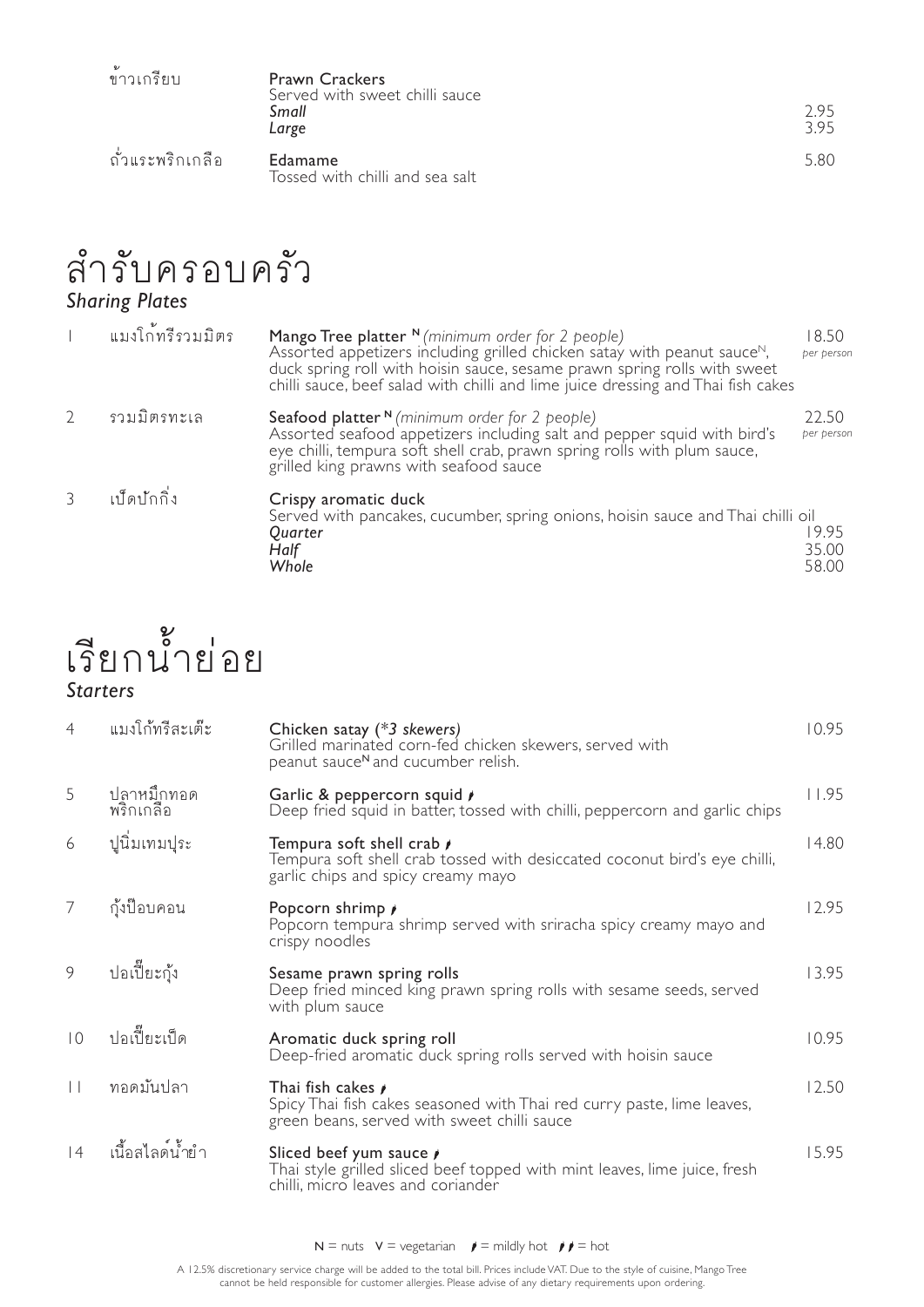| | | |
|---|---|---|
| ข้าวเกรียบ | **Prawn Crackers**<br>Served with sweet chilli sauce<br>***Small***<br>***Large*** | <br><br>2.95<br>3.95 |
| ถั่วแระพริกเกลือ | **Edamame**<br>Tossed with chilli and sea salt | 5.80 |

# สำรับครอบครัว
## *Sharing Plates*

| | | | |
|---|---|---|---|
| 1 | แมงโก้ทรีรวมมิตร | **Mango Tree platter N** *(minimum order for 2 people)*<br>Assorted appetizers including grilled chicken satay with peanut sauce[N], duck spring roll with hoisin sauce, sesame prawn spring rolls with sweet chilli sauce, beef salad with chilli and lime juice dressing and Thai fish cakes | 18.50 *per person* |
| 2 | รวมมิตรทะเล | **Seafood platter N** *(minimum order for 2 people)*<br>Assorted seafood appetizers including salt and pepper squid with bird's eye chilli, tempura soft shell crab, prawn spring rolls with plum sauce, grilled king prawns with seafood sauce | 22.50 *per person* |
| 3 | เป็ดปักกิ่ง | **Crispy aromatic duck**<br>Served with pancakes, cucumber, spring onions, hoisin sauce and Thai chilli oil<br>***Quarter***<br>***Half***<br>***Whole*** | <br><br>19.95<br>35.00<br>58.00 |

# เรียกน้ำย่อย
## *Starters*

| | | | |
|---|---|---|---|
| 4 | แมงโก้ทรีสะเต๊ะ | **Chicken satay** *(*3 skewers)*<br>Grilled marinated corn-fed chicken skewers, served with peanut sauce**N** and cucumber relish. | 10.95 |
| 5 | ปลาหมึกทอดพริกเกลือ | **Garlic & peppercorn squid** 🌶<br>Deep fried squid in batter, tossed with chilli, peppercorn and garlic chips | 11.95 |
| 6 | ปูนิ่มเทมปุระ | **Tempura soft shell crab** 🌶<br>Tempura soft shell crab tossed with desiccated coconut bird's eye chilli, garlic chips and spicy creamy mayo | 14.80 |
| 7 | กุ้งป๊อบคอน | **Popcorn shrimp** 🌶<br>Popcorn tempura shrimp served with sriracha spicy creamy mayo and crispy noodles | 12.95 |
| 9 | ปอเปี๊ยะกุ้ง | **Sesame prawn spring rolls**<br>Deep fried minced king prawn spring rolls with sesame seeds, served with plum sauce | 13.95 |
| 10 | ปอเปี๊ยะเป็ด | **Aromatic duck spring roll**<br>Deep-fried aromatic duck spring rolls served with hoisin sauce | 10.95 |
| 11 | ทอดมันปลา | **Thai fish cakes** 🌶<br>Spicy Thai fish cakes seasoned with Thai red curry paste, lime leaves, green beans, served with sweet chilli sauce | 12.50 |
| 14 | เนื้อสไลด์น้ำยำ | **Sliced beef yum sauce** 🌶<br>Thai style grilled sliced beef topped with mint leaves, lime juice, fresh chilli, micro leaves and coriander | 15.95 |

**N** = nuts **V** = vegetarian 🌶 = mildly hot 🌶🌶 = hot

A 12.5% discretionary service charge will be added to the total bill. Prices include VAT. Due to the style of cuisine, Mango Tree cannot be held responsible for customer allergies. Please advise of any dietary requirements upon ordering.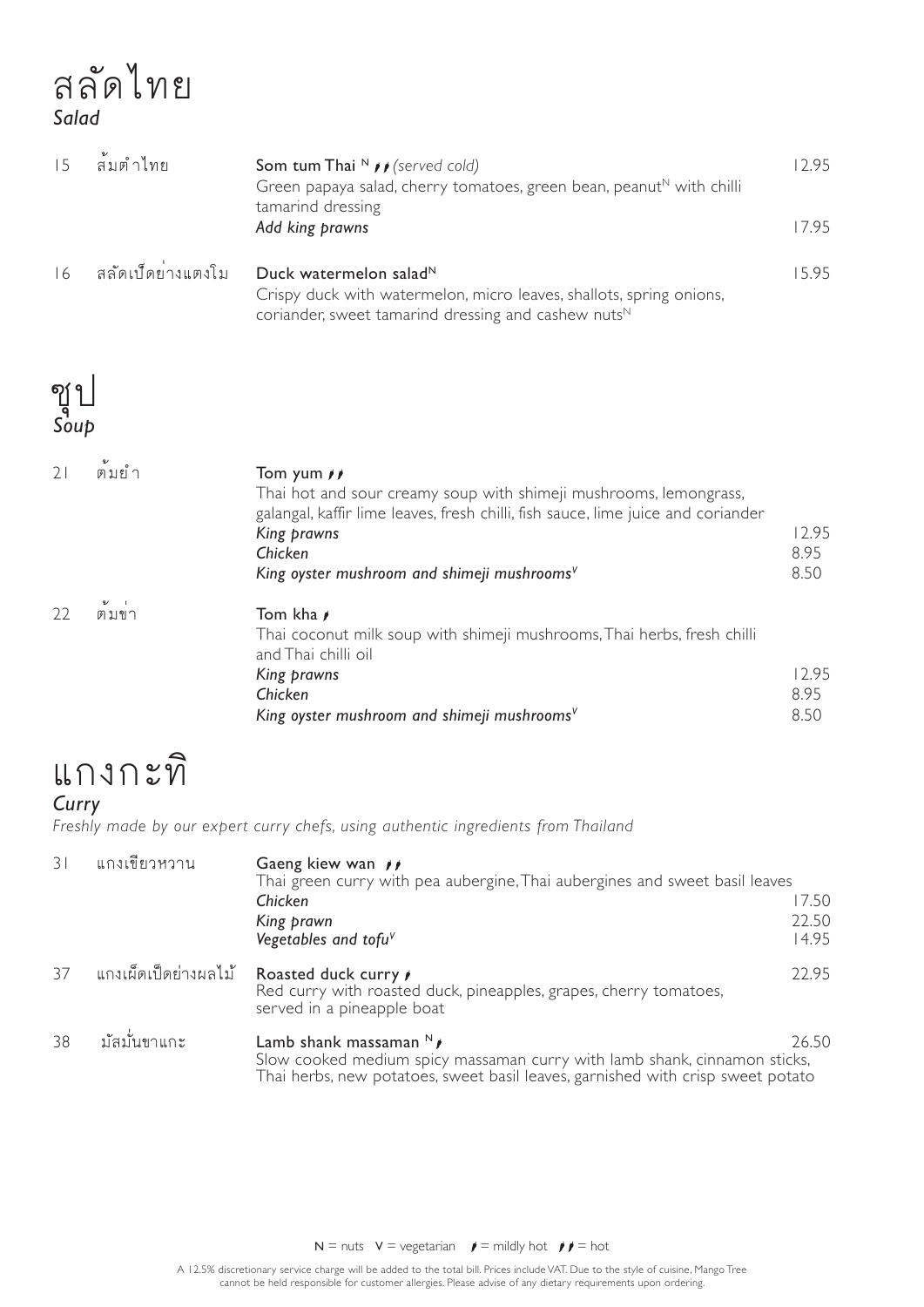# สลัดไทย
*Salad*

15 ส้มตำไทย **Som tum Thai** [N] 🌶🌶 *(served cold)* — 12.95
Green papaya salad, cherry tomatoes, green bean, peanut[N] with chilli tamarind dressing
*Add king prawns* — 17.95

16 สลัดเป็ดย่างแตงโม **Duck watermelon salad**[N] — 15.95
Crispy duck with watermelon, micro leaves, shallots, spring onions, coriander, sweet tamarind dressing and cashew nuts[N]

# ซุป
*Soup*

21 ต้มยำ **Tom yum** 🌶🌶
Thai hot and sour creamy soup with shimeji mushrooms, lemongrass, galangal, kaffir lime leaves, fresh chilli, fish sauce, lime juice and coriander

| | |
|---|---|
| *King prawns* | 12.95 |
| *Chicken* | 8.95 |
| *King oyster mushroom and shimeji mushrooms*[V] | 8.50 |

22 ต้มข่า **Tom kha** 🌶
Thai coconut milk soup with shimeji mushrooms, Thai herbs, fresh chilli and Thai chilli oil

| | |
|---|---|
| *King prawns* | 12.95 |
| *Chicken* | 8.95 |
| *King oyster mushroom and shimeji mushrooms*[V] | 8.50 |

# แกงกะทิ
*Curry*

*Freshly made by our expert curry chefs, using authentic ingredients from Thailand*

31 แกงเขียวหวาน **Gaeng kiew wan** 🌶🌶
Thai green curry with pea aubergine, Thai aubergines and sweet basil leaves

| | |
|---|---|
| *Chicken* | 17.50 |
| *King prawn* | 22.50 |
| *Vegetables and tofu*[V] | 14.95 |

37 แกงเผ็ดเป็ดย่างผลไม้ **Roasted duck curry** 🌶 — 22.95
Red curry with roasted duck, pineapples, grapes, cherry tomatoes, served in a pineapple boat

38 มัสมั่นขาแกะ **Lamb shank massaman** [N] 🌶 — 26.50
Slow cooked medium spicy massaman curry with lamb shank, cinnamon sticks, Thai herbs, new potatoes, sweet basil leaves, garnished with crisp sweet potato

N = nuts V = vegetarian 🌶 = mildly hot 🌶🌶 = hot

A 12.5% discretionary service charge will be added to the total bill. Prices include VAT. Due to the style of cuisine, Mango Tree cannot be held responsible for customer allergies. Please advise of any dietary requirements upon ordering.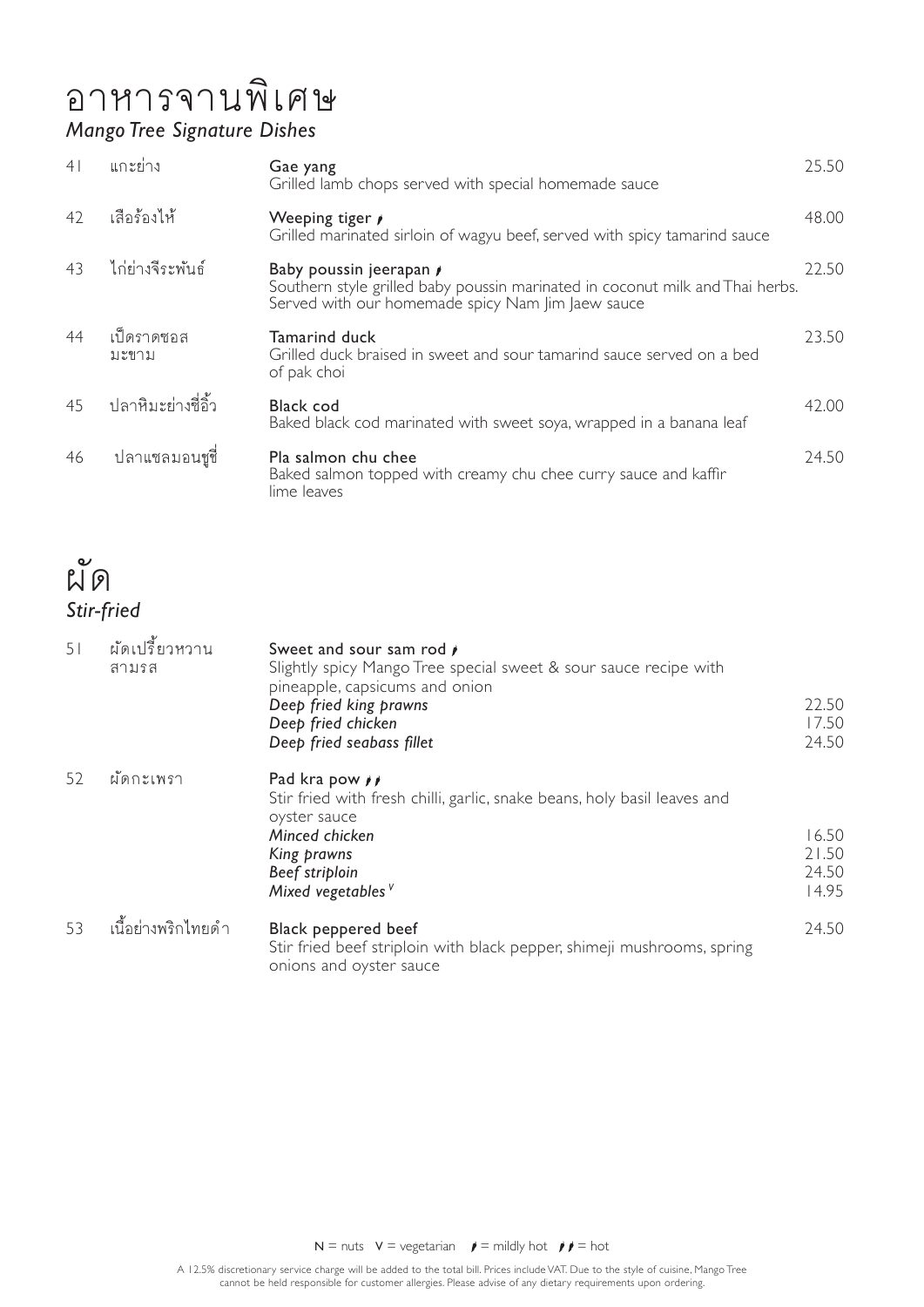# อาหารจานพิเศษ

## *Mango Tree Signature Dishes*

| No. | Thai | Dish | Price |
|---|---|---|---|
| 41 | แกะย่าง | **Gae yang**<br>Grilled lamb chops served with special homemade sauce | 25.50 |
| 42 | เสือร้องไห้ | **Weeping tiger** 🌶<br>Grilled marinated sirloin of wagyu beef, served with spicy tamarind sauce | 48.00 |
| 43 | ไก่ย่างจีระพันธ์ | **Baby poussin jeerapan** 🌶<br>Southern style grilled baby poussin marinated in coconut milk and Thai herbs. Served with our homemade spicy Nam Jim Jaew sauce | 22.50 |
| 44 | เป็ดราดซอสมะขาม | **Tamarind duck**<br>Grilled duck braised in sweet and sour tamarind sauce served on a bed of pak choi | 23.50 |
| 45 | ปลาหิมะย่างซีอิ้ว | **Black cod**<br>Baked black cod marinated with sweet soya, wrapped in a banana leaf | 42.00 |
| 46 | ปลาแซลมอนชูชี่ | **Pla salmon chu chee**<br>Baked salmon topped with creamy chu chee curry sauce and kaffir lime leaves | 24.50 |

# ผัด

## *Stir-fried*

| No. | Thai | Dish | Price |
|---|---|---|---|
| 51 | ผัดเปรี้ยวหวานสามรส | **Sweet and sour sam rod** 🌶<br>Slightly spicy Mango Tree special sweet & sour sauce recipe with pineapple, capsicums and onion | |
| | | *Deep fried king prawns* | 22.50 |
| | | *Deep fried chicken* | 17.50 |
| | | *Deep fried seabass fillet* | 24.50 |
| 52 | ผัดกะเพรา | **Pad kra pow** 🌶🌶<br>Stir fried with fresh chilli, garlic, snake beans, holy basil leaves and oyster sauce | |
| | | *Minced chicken* | 16.50 |
| | | *King prawns* | 21.50 |
| | | *Beef striploin* | 24.50 |
| | | *Mixed vegetables* V | 14.95 |
| 53 | เนื้อย่างพริกไทยดำ | **Black peppered beef**<br>Stir fried beef striploin with black pepper, shimeji mushrooms, spring onions and oyster sauce | 24.50 |

N = nuts V = vegetarian 🌶 = mildly hot 🌶🌶 = hot

A 12.5% discretionary service charge will be added to the total bill. Prices include VAT. Due to the style of cuisine, Mango Tree cannot be held responsible for customer allergies. Please advise of any dietary requirements upon ordering.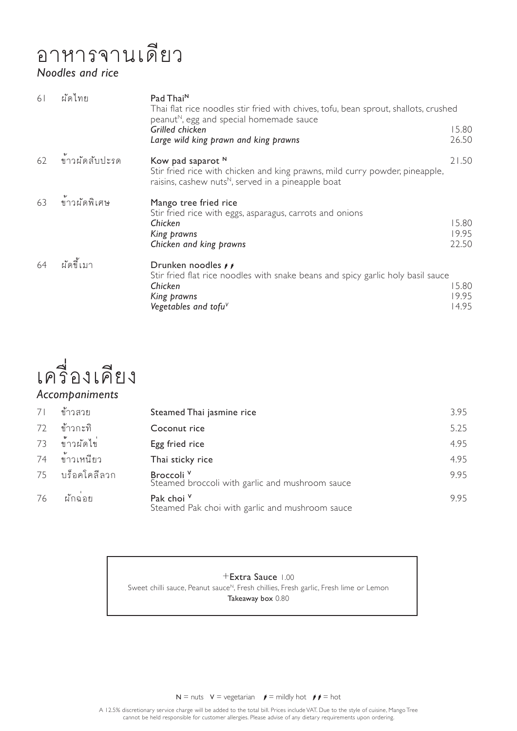# อาหารจานเดียว
*Noodles and rice*

| | | | |
|---|---|---|---|
| 61 | ผัดไทย | **Pad Thai[N]** | |
| | | Thai flat rice noodles stir fried with chives, tofu, bean sprout, shallots, crushed peanut[N], egg and special homemade sauce | |
| | | *Grilled chicken* | 15.80 |
| | | *Large wild king prawn and king prawns* | 26.50 |
| 62 | ข้าวผัดสับปะรด | **Kow pad saparot [N]** | 21.50 |
| | | Stir fried rice with chicken and king prawns, mild curry powder, pineapple, raisins, cashew nuts[N], served in a pineapple boat | |
| 63 | ข้าวผัดพิเศษ | **Mango tree fried rice** | |
| | | Stir fried rice with eggs, asparagus, carrots and onions | |
| | | *Chicken* | 15.80 |
| | | *King prawns* | 19.95 |
| | | *Chicken and king prawns* | 22.50 |
| 64 | ผัดขี้เมา | **Drunken noodles** 🌶🌶 | |
| | | Stir fried flat rice noodles with snake beans and spicy garlic holy basil sauce | |
| | | *Chicken* | 15.80 |
| | | *King prawns* | 19.95 |
| | | *Vegetables and tofu[V]* | 14.95 |

# เครื่องเคียง
*Accompaniments*

| | | | |
|---|---|---|---|
| 71 | ข้าวสวย | **Steamed Thai jasmine rice** | 3.95 |
| 72 | ข้าวกะทิ | **Coconut rice** | 5.25 |
| 73 | ข้าวผัดไข่ | **Egg fried rice** | 4.95 |
| 74 | ข้าวเหนียว | **Thai sticky rice** | 4.95 |
| 75 | บร็อคโคลีลวก | **Broccoli [V]** Steamed broccoli with garlic and mushroom sauce | 9.95 |
| 76 | ผักฉ่อย | **Pak choi [V]** Steamed Pak choi with garlic and mushroom sauce | 9.95 |

+**Extra Sauce** 1.00
Sweet chilli sauce, Peanut sauce[N], Fresh chillies, Fresh garlic, Fresh lime or Lemon
**Takeaway box** 0.80

N = nuts V = vegetarian 🌶 = mildly hot 🌶🌶 = hot

A 12.5% discretionary service charge will be added to the total bill. Prices include VAT. Due to the style of cuisine, Mango Tree cannot be held responsible for customer allergies. Please advise of any dietary requirements upon ordering.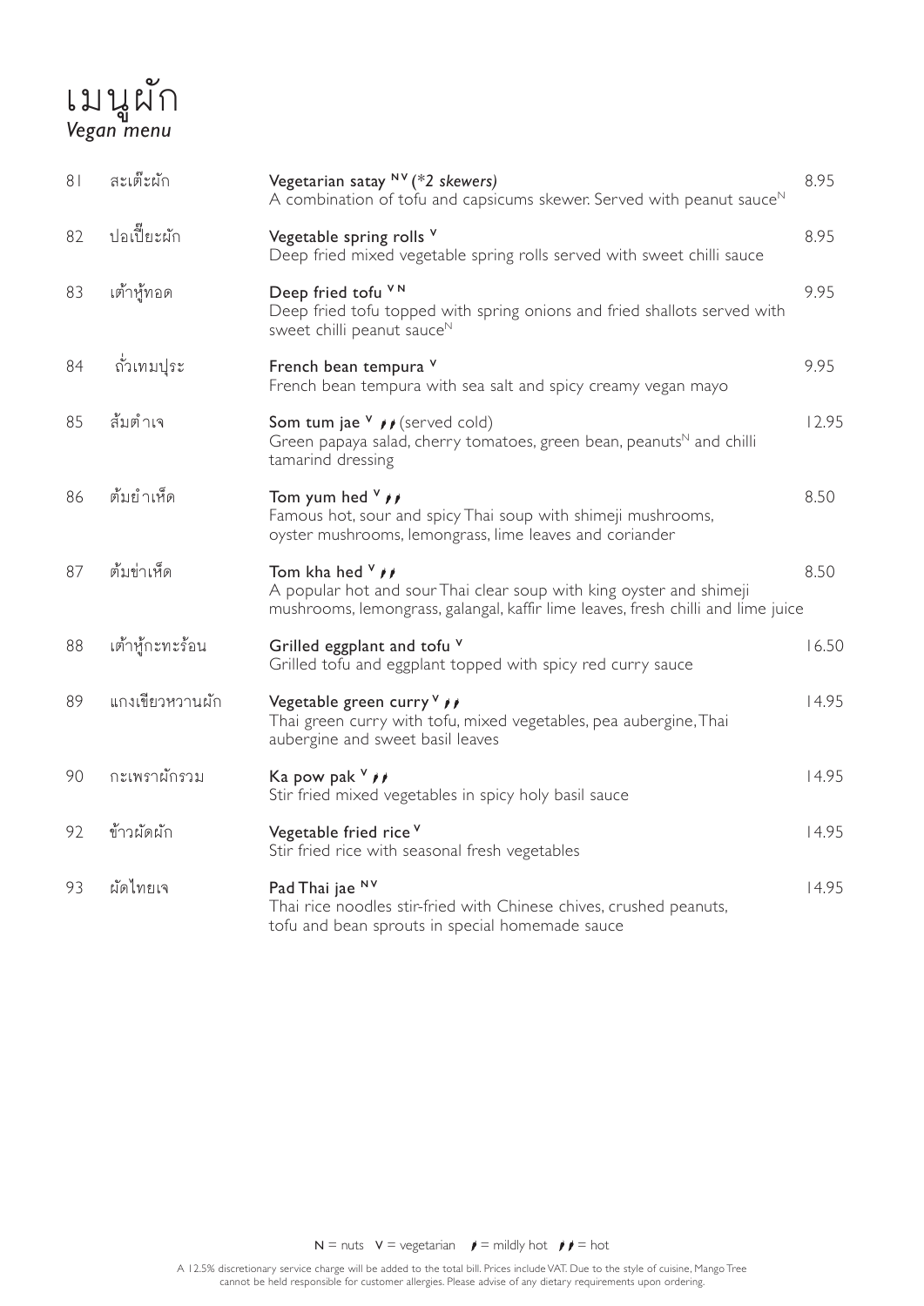# เมนูผัก
*Vegan menu*

| | | | |
|---|---|---|---|
| 81 | สะเต๊ะผัก | **Vegetarian satay** [N V] *(\*2 skewers)*<br>A combination of tofu and capsicums skewer. Served with peanut sauce[N] | 8.95 |
| 82 | ปอเปี๊ยะผัก | **Vegetable spring rolls** [V]<br>Deep fried mixed vegetable spring rolls served with sweet chilli sauce | 8.95 |
| 83 | เต้าหู้ทอด | **Deep fried tofu** [V N]<br>Deep fried tofu topped with spring onions and fried shallots served with sweet chilli peanut sauce[N] | 9.95 |
| 84 | ถั่วเทมปุระ | **French bean tempura** [V]<br>French bean tempura with sea salt and spicy creamy vegan mayo | 9.95 |
| 85 | ส้มตำเจ | **Som tum jae** [V] 🌶🌶 (served cold)<br>Green papaya salad, cherry tomatoes, green bean, peanuts[N] and chilli tamarind dressing | 12.95 |
| 86 | ต้มยำเห็ด | **Tom yum hed** [V] 🌶🌶<br>Famous hot, sour and spicy Thai soup with shimeji mushrooms, oyster mushrooms, lemongrass, lime leaves and coriander | 8.50 |
| 87 | ต้มข่าเห็ด | **Tom kha hed** [V] 🌶🌶<br>A popular hot and sour Thai clear soup with king oyster and shimeji mushrooms, lemongrass, galangal, kaffir lime leaves, fresh chilli and lime juice | 8.50 |
| 88 | เต้าหู้กะทะร้อน | **Grilled eggplant and tofu** [V]<br>Grilled tofu and eggplant topped with spicy red curry sauce | 16.50 |
| 89 | แกงเขียวหวานผัก | **Vegetable green curry** [V] 🌶🌶<br>Thai green curry with tofu, mixed vegetables, pea aubergine, Thai aubergine and sweet basil leaves | 14.95 |
| 90 | กะเพราผักรวม | **Ka pow pak** [V] 🌶🌶<br>Stir fried mixed vegetables in spicy holy basil sauce | 14.95 |
| 92 | ข้าวผัดผัก | **Vegetable fried rice** [V]<br>Stir fried rice with seasonal fresh vegetables | 14.95 |
| 93 | ผัดไทยเจ | **Pad Thai jae** [N V]<br>Thai rice noodles stir-fried with Chinese chives, crushed peanuts, tofu and bean sprouts in special homemade sauce | 14.95 |

N = nuts V = vegetarian 🌶 = mildly hot 🌶🌶 = hot

A 12.5% discretionary service charge will be added to the total bill. Prices include VAT. Due to the style of cuisine, Mango Tree cannot be held responsible for customer allergies. Please advise of any dietary requirements upon ordering.